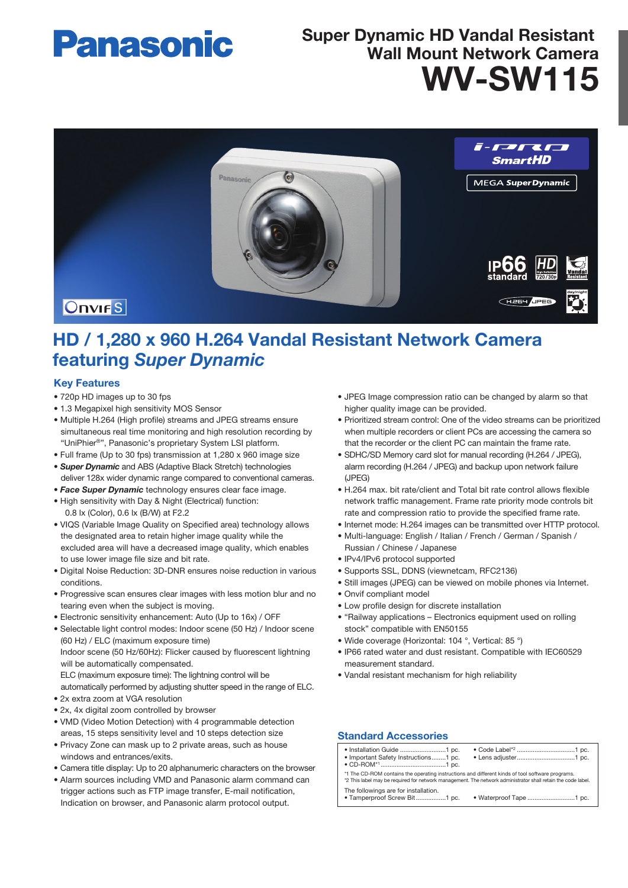# Panasonic

## Super Dynamic HD Vandal Resistant Wall Mount Network Camera

# WV-SW115

## HD / 1,280 x 960 H.264 Vandal Resistant Network Camera featuring *Super Dynamic*

### Key Features

- 720p HD images up to 30 fps
- 1.3 Megapixel high sensitivity MOS Sensor
- Multiple H.264 (High profile) streams and JPEG streams ensure simultaneous real time monitoring and high resolution recording by "UniPhier®", Panasonic's proprietary System LSI platform.
- Full frame (Up to 30 fps) transmission at 1,280 x 960 image size
- ***Super Dynamic*** and ABS (Adaptive Black Stretch) technologies deliver 128x wider dynamic range compared to conventional cameras.
- ***Face Super Dynamic*** technology ensures clear face image.
- High sensitivity with Day & Night (Electrical) function: 0.8 lx (Color), 0.6 lx (B/W) at F2.2
- VIQS (Variable Image Quality on Specified area) technology allows the designated area to retain higher image quality while the excluded area will have a decreased image quality, which enables to use lower image file size and bit rate.
- Digital Noise Reduction: 3D-DNR ensures noise reduction in various conditions.
- Progressive scan ensures clear images with less motion blur and no tearing even when the subject is moving.
- Electronic sensitivity enhancement: Auto (Up to 16x) / OFF
- Selectable light control modes: Indoor scene (50 Hz) / Indoor scene (60 Hz) / ELC (maximum exposure time)
  Indoor scene (50 Hz/60Hz): Flicker caused by fluorescent lightning will be automatically compensated.
  ELC (maximum exposure time): The lightning control will be automatically performed by adjusting shutter speed in the range of ELC.
- 2x extra zoom at VGA resolution
- 2x, 4x digital zoom controlled by browser
- VMD (Video Motion Detection) with 4 programmable detection areas, 15 steps sensitivity level and 10 steps detection size
- Privacy Zone can mask up to 2 private areas, such as house windows and entrances/exits.
- Camera title display: Up to 20 alphanumeric characters on the browser
- Alarm sources including VMD and Panasonic alarm command can trigger actions such as FTP image transfer, E-mail notification, Indication on browser, and Panasonic alarm protocol output.
- JPEG Image compression ratio can be changed by alarm so that higher quality image can be provided.
- Prioritized stream control: One of the video streams can be prioritized when multiple recorders or client PCs are accessing the camera so that the recorder or the client PC can maintain the frame rate.
- SDHC/SD Memory card slot for manual recording (H.264 / JPEG), alarm recording (H.264 / JPEG) and backup upon network failure (JPEG)
- H.264 max. bit rate/client and Total bit rate control allows flexible network traffic management. Frame rate priority mode controls bit rate and compression ratio to provide the specified frame rate.
- Internet mode: H.264 images can be transmitted over HTTP protocol.
- Multi-language: English / Italian / French / German / Spanish / Russian / Chinese / Japanese
- IPv4/IPv6 protocol supported
- Supports SSL, DDNS (viewnetcam, RFC2136)
- Still images (JPEG) can be viewed on mobile phones via Internet.
- Onvif compliant model
- Low profile design for discrete installation
- "Railway applications – Electronics equipment used on rolling stock" compatible with EN50155
- Wide coverage (Horizontal: 104 °, Vertical: 85 °)
- IP66 rated water and dust resistant. Compatible with IEC60529 measurement standard.
- Vandal resistant mechanism for high reliability

### Standard Accessories

- Installation Guide .......................... 1 pc.
- Important Safety Instructions........ 1 pc.
- CD-ROM[*1] .................................... 1 pc.
- Code Label[*2] ................................. 1 pc.
- Lens adjuster................................. 1 pc.

[*1] The CD-ROM contains the operating instructions and different kinds of tool software programs.
[*2] This label may be required for network management. The network administrator shall retain the code label.

The followings are for installation.

- Tamperproof Screw Bit................. 1 pc.
- Waterproof Tape ........................... 1 pc.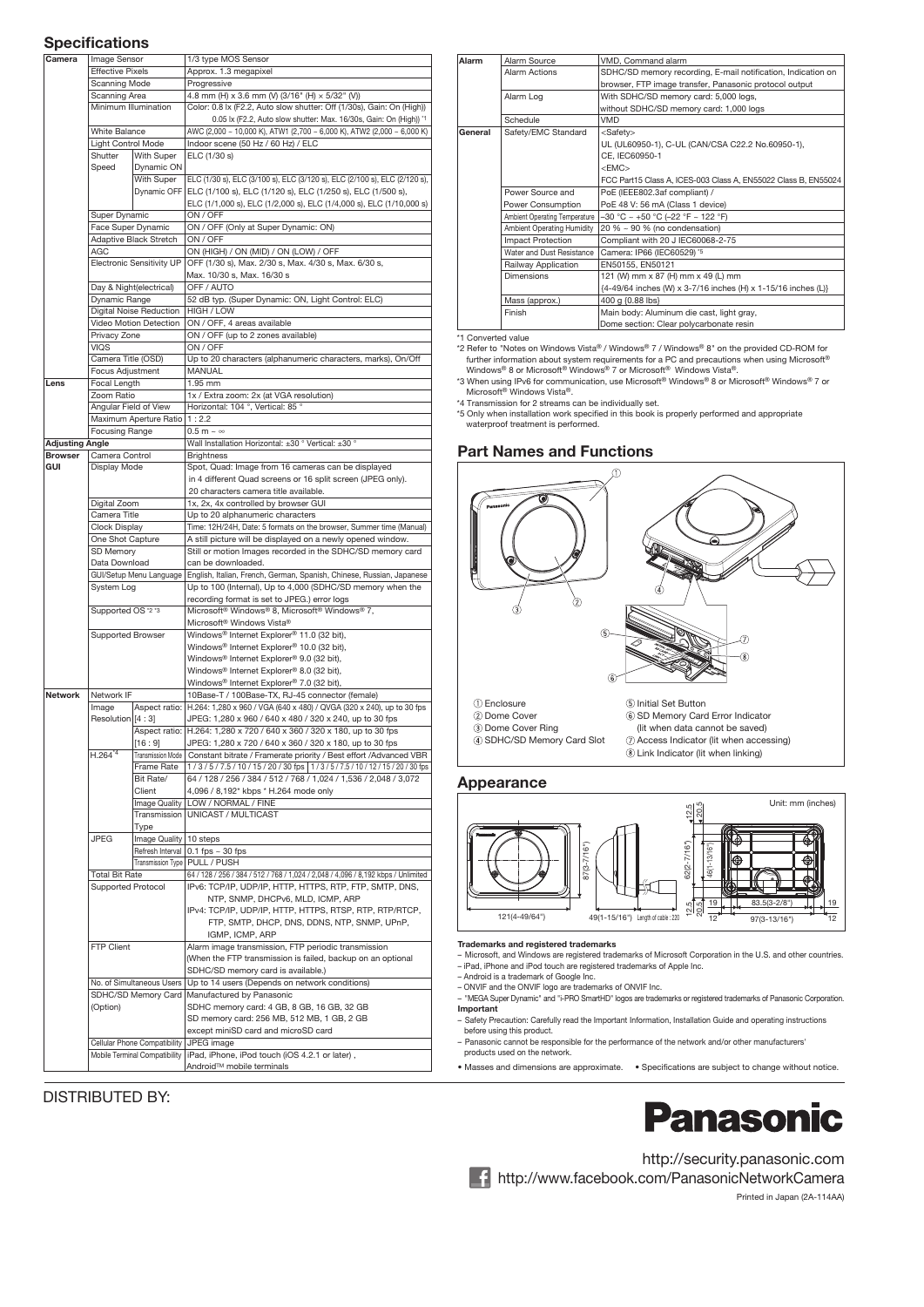## Specifications

| | | | |
|---|---|---|---|
| Camera | Image Sensor | | 1/3 type MOS Sensor |
| | Effective Pixels | | Approx. 1.3 megapixel |
| | Scanning Mode | | Progressive |
| | Scanning Area | | 4.8 mm (H) x 3.6 mm (V) (3/16" (H) × 5/32" (V)) |
| | Minimum Illumination | | Color: 0.8 lx (F2.2, Auto slow shutter: Off (1/30s), Gain: On (High)) 0.05 lx (F2.2, Auto slow shutter: Max. 16/30s, Gain: On (High)) *1 |
| | White Balance | | AWC (2,000 – 10,000 K), ATW1 (2,700 – 6,000 K), ATW2 (2,000 – 6,000 K) |
| | Light Control Mode | | Indoor scene (50 Hz / 60 Hz) / ELC |
| | Shutter Speed | With Super Dynamic ON | ELC (1/30 s) |
| | | With Super Dynamic OFF | ELC (1/30 s), ELC (3/100 s), ELC (3/120 s), ELC (2/100 s), ELC (2/120 s), ELC (1/100 s), ELC (1/120 s), ELC (1/250 s), ELC (1/500 s), ELC (1/1,000 s), ELC (1/2,000 s), ELC (1/4,000 s), ELC (1/10,000 s) |
| | Super Dynamic | | ON / OFF |
| | Face Super Dynamic | | ON / OFF (Only at Super Dynamic: ON) |
| | Adaptive Black Stretch | | ON / OFF |
| | AGC | | ON (HIGH) / ON (MID) / ON (LOW) / OFF |
| | Electronic Sensitivity UP | | OFF (1/30 s), Max. 2/30 s, Max. 4/30 s, Max. 6/30 s, Max. 10/30 s, Max. 16/30 s |
| | Day & Night(electrical) | | OFF / AUTO |
| | Dynamic Range | | 52 dB typ. (Super Dynamic: ON, Light Control: ELC) |
| | Digital Noise Reduction | | HIGH / LOW |
| | Video Motion Detection | | ON / OFF, 4 areas available |
| | Privacy Zone | | ON / OFF (up to 2 zones available) |
| | VIQS | | ON / OFF |
| | Camera Title (OSD) | | Up to 20 characters (alphanumeric characters, marks), On/Off |
| | Focus Adjustment | | MANUAL |
| Lens | Focal Length | | 1.95 mm |
| | Zoom Ratio | | 1x / Extra zoom: 2x (at VGA resolution) |
| | Angular Field of View | | Horizontal: 104 °, Vertical: 85 ° |
| | Maximum Aperture Ratio | | 1 : 2.2 |
| | Focusing Range | | 0.5 m – ∞ |
| Adjusting Angle | | | Wall Installation Horizontal: ±30 ° Vertical: ±30 ° |
| Browser GUI | Camera Control | | Brightness |
| | Display Mode | | Spot, Quad: Image from 16 cameras can be displayed in 4 different Quad screens or 16 split screen (JPEG only). 20 characters camera title available. |
| | Digital Zoom | | 1x, 2x, 4x controlled by browser GUI |
| | Camera Title | | Up to 20 alphanumeric characters |
| | Clock Display | | Time: 12H/24H, Date: 5 formats on the browser, Summer time (Manual) |
| | One Shot Capture | | A still picture will be displayed on a newly opened window. |
| | SD Memory Data Download | | Still or motion Images recorded in the SDHC/SD memory card can be downloaded. |
| | GUI/Setup Menu Language | | English, Italian, French, German, Spanish, Chinese, Russian, Japanese |
| | System Log | | Up to 100 (Internal), Up to 4,000 (SDHC/SD memory when the recording format is set to JPEG.) error logs |
| | Supported OS *2 *3 | | Microsoft® Windows® 8, Microsoft® Windows® 7, Microsoft® Windows Vista® |
| | Supported Browser | | Windows® Internet Explorer® 11.0 (32 bit), Windows® Internet Explorer® 10.0 (32 bit), Windows® Internet Explorer® 9.0 (32 bit), Windows® Internet Explorer® 8.0 (32 bit), Windows® Internet Explorer® 7.0 (32 bit), |
| Network | Network IF | | 10Base-T / 100Base-TX, RJ-45 connector (female) |
| | Image Resolution | Aspect ratio: [4 : 3] | H.264: 1,280 x 960 / VGA (640 x 480) / QVGA (320 x 240), up to 30 fps JPEG: 1,280 x 960 / 640 x 480 / 320 x 240, up to 30 fps |
| | | Aspect ratio: [16 : 9] | H.264: 1,280 x 720 / 640 x 360 / 320 x 180, up to 30 fps JPEG: 1,280 x 720 / 640 x 360 / 320 x 180, up to 30 fps |
| | H.264 *4 | Transmission Mode | Constant bitrate / Framerate priority / Best effort /Advanced VBR |
| | | Frame Rate | 1 / 3 / 5 / 7.5 / 10 / 15 / 20 / 30 fps \| 1 / 3 / 5 / 7.5 / 10 / 12 / 15 / 20 / 30 fps |
| | | Bit Rate/ Client | 64 / 128 / 256 / 384 / 512 / 768 / 1,024 / 1,536 / 2,048 / 3,072 4,096 / 8,192* kbps * H.264 mode only |
| | | Image Quality | LOW / NORMAL / FINE |
| | | Transmission Type | UNICAST / MULTICAST |
| | JPEG | Image Quality | 10 steps |
| | | Refresh Interval | 0.1 fps – 30 fps |
| | | Transmission Type | PULL / PUSH |
| | Total Bit Rate | | 64 / 128 / 256 / 384 / 512 / 768 / 1,024 / 2,048 / 4,096 / 8,192 kbps / Unlimited |
| | Supported Protocol | | IPv6: TCP/IP, UDP/IP, HTTP, HTTPS, RTP, FTP, SMTP, DNS, NTP, SNMP, DHCPv6, MLD, ICMP, ARP IPv4: TCP/IP, UDP/IP, HTTP, HTTPS, RTSP, RTP, RTP/RTCP, FTP, SMTP, DHCP, DNS, DDNS, NTP, SNMP, UPnP, IGMP, ICMP, ARP |
| | FTP Client | | Alarm image transmission, FTP periodic transmission (When the FTP transmission is failed, backup on an optional SDHC/SD memory card is available.) |
| | No. of Simultaneous Users | | Up to 14 users (Depends on network conditions) |
| | SDHC/SD Memory Card (Option) | | Manufactured by Panasonic SDHC memory card: 4 GB, 8 GB, 16 GB, 32 GB SD memory card: 256 MB, 512 MB, 1 GB, 2 GB except miniSD card and microSD card |
| | Cellular Phone Compatibility | | JPEG image |
| | Mobile Terminal Compatibility | | iPad, iPhone, iPod touch (iOS 4.2.1 or later) , Android™ mobile terminals |
| Alarm | Alarm Source | | VMD, Command alarm |
| | Alarm Actions | | SDHC/SD memory recording, E-mail notification, Indication on browser, FTP image transfer, Panasonic protocol output |
| | Alarm Log | | With SDHC/SD memory card: 5,000 logs, without SDHC/SD memory card: 1,000 logs |
| | Schedule | | VMD |
| General | Safety/EMC Standard | | <Safety> UL (UL60950-1), C-UL (CAN/CSA C22.2 No.60950-1), CE, IEC60950-1 <EMC> FCC Part15 Class A, ICES-003 Class A, EN55022 Class B, EN55024 |
| | Power Source and Power Consumption | | PoE (IEEE802.3af compliant) / PoE 48 V: 56 mA (Class 1 device) |
| | Ambient Operating Temperature | | –30 °C – +50 °C (–22 °F – 122 °F) |
| | Ambient Operating Humidity | | 20 % – 90 % (no condensation) |
| | Impact Protection | | Compliant with 20 J IEC60068-2-75 |
| | Water and Dust Resistance | | Camera: IP66 (IEC60529) *5 |
| | Railway Application | | EN50155, EN50121 |
| | Dimensions | | 121 (W) mm x 87 (H) mm x 49 (L) mm {4-49/64 inches (W) x 3-7/16 inches (H) x 1-15/16 inches (L)} |
| | Mass (approx.) | | 400 g {0.88 lbs} |
| | Finish | | Main body: Aluminum die cast, light gray, Dome section: Clear polycarbonate resin |

*1 Converted value

*2 Refer to "Notes on Windows Vista® / Windows® 7 / Windows® 8" on the provided CD-ROM for further information about system requirements for a PC and precautions when using Microsoft® Windows® 8 or Microsoft® Windows® 7 or Microsoft® Windows Vista®.

*3 When using IPv6 for communication, use Microsoft® Windows® 8 or Microsoft® Windows® 7 or Microsoft® Windows Vista®.

*4 Transmission for 2 streams can be individually set.

*5 Only when installation work specified in this book is properly performed and appropriate waterproof treatment is performed.

## Part Names and Functions

① Enclosure
② Dome Cover
③ Dome Cover Ring
④ SDHC/SD Memory Card Slot
⑤ Initial Set Button
⑥ SD Memory Card Error Indicator (lit when data cannot be saved)
⑦ Access Indicator (lit when accessing)
⑧ Link Indicator (lit when linking)

## Appearance

Unit: mm (inches)

121(4-49/64")
87(3-7/16")
49(1-15/16")
Length of cable : 220
62(2-7/16")
46(1-13/16")
12.5
20.5
19
83.5(3-2/8")
19
12
97(3-13/16")
12

**Trademarks and registered trademarks**

- Microsoft, and Windows are registered trademarks of Microsoft Corporation in the U.S. and other countries.
- iPad, iPhone and iPod touch are registered trademarks of Apple Inc.
- Android is a trademark of Google Inc.
- ONVIF and the ONVIF logo are trademarks of ONVIF Inc.
- "MEGA Super Dynamic" and "i-PRO SmartHD" logos are trademarks or registered trademarks of Panasonic Corporation.

**Important**

- Safety Precaution: Carefully read the Important Information, Installation Guide and operating instructions before using this product.
- Panasonic cannot be responsible for the performance of the network and/or other manufacturers' products used on the network.

• Masses and dimensions are approximate. • Specifications are subject to change without notice.

DISTRIBUTED BY:

Panasonic

http://security.panasonic.com

http://www.facebook.com/PanasonicNetworkCamera

Printed in Japan (2A-114AA)